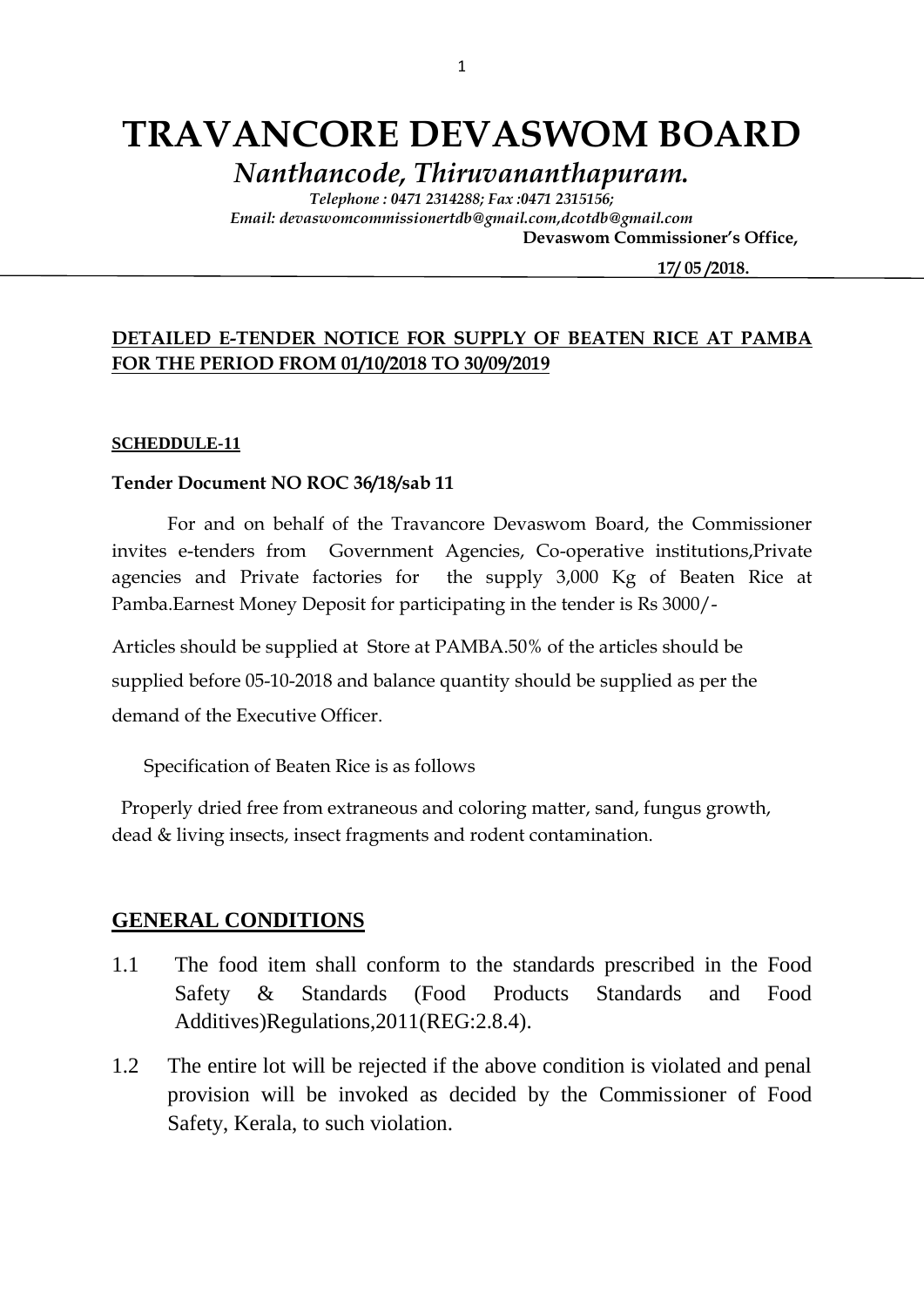# TRAVANCORE DEVASWOM BOARD

*Nanthancode, Thiruvananthapuram.*

*Telephone : 0471 2314288; Fax :0471 2315156;*

*Email: devaswomcommissionertdb@gmail.com,dcotdb@gmail.com*

**Devaswom Commissioner's Office,**

**17/ 05 /2018.**

**DETAILED E-TENDER NOTICE FOR SUPPLY OF BEATEN RICE AT PAMBA FOR THE PERIOD FROM 01/10/2018 TO 30/09/2019**

**SCHEDDULE-11**

**Tender Document NO ROC 36/18/sab 11**

For and on behalf of the Travancore Devaswom Board, the Commissioner invites e-tenders from Government Agencies, Co-operative institutions,Private agencies and Private factories for the supply 3,000 Kg of Beaten Rice at Pamba.Earnest Money Deposit for participating in the tender is Rs 3000/-

Articles should be supplied at Store at PAMBA.50% of the articles should be supplied before 05-10-2018 and balance quantity should be supplied as per the demand of the Executive Officer.

Specification of Beaten Rice is as follows

Properly dried free from extraneous and coloring matter, sand, fungus growth, dead & living insects, insect fragments and rodent contamination.

## GENERAL CONDITIONS

1.1 The food item shall conform to the standards prescribed in the Food Safety & Standards (Food Products Standards and Food Additives)Regulations,2011(REG:2.8.4).

1.2 The entire lot will be rejected if the above condition is violated and penal provision will be invoked as decided by the Commissioner of Food Safety, Kerala, to such violation.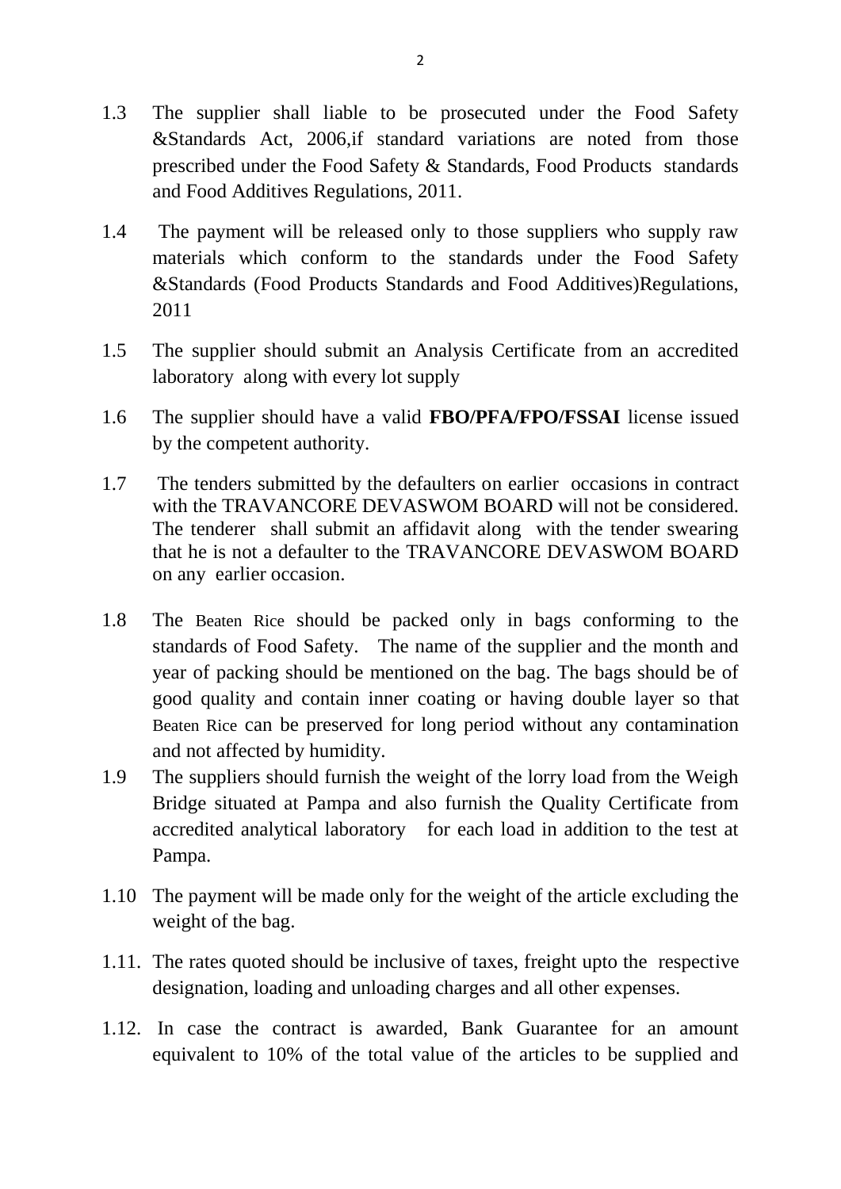1.3 The supplier shall liable to be prosecuted under the Food Safety &Standards Act, 2006,if standard variations are noted from those prescribed under the Food Safety & Standards, Food Products standards and Food Additives Regulations, 2011.

1.4 The payment will be released only to those suppliers who supply raw materials which conform to the standards under the Food Safety &Standards (Food Products Standards and Food Additives)Regulations, 2011

1.5 The supplier should submit an Analysis Certificate from an accredited laboratory along with every lot supply

1.6 The supplier should have a valid **FBO/PFA/FPO/FSSAI** license issued by the competent authority.

1.7 The tenders submitted by the defaulters on earlier occasions in contract with the TRAVANCORE DEVASWOM BOARD will not be considered. The tenderer shall submit an affidavit along with the tender swearing that he is not a defaulter to the TRAVANCORE DEVASWOM BOARD on any earlier occasion.

1.8 The Beaten Rice should be packed only in bags conforming to the standards of Food Safety. The name of the supplier and the month and year of packing should be mentioned on the bag. The bags should be of good quality and contain inner coating or having double layer so that Beaten Rice can be preserved for long period without any contamination and not affected by humidity.

1.9 The suppliers should furnish the weight of the lorry load from the Weigh Bridge situated at Pampa and also furnish the Quality Certificate from accredited analytical laboratory for each load in addition to the test at Pampa.

1.10 The payment will be made only for the weight of the article excluding the weight of the bag.

1.11. The rates quoted should be inclusive of taxes, freight upto the respective designation, loading and unloading charges and all other expenses.

1.12. In case the contract is awarded, Bank Guarantee for an amount equivalent to 10% of the total value of the articles to be supplied and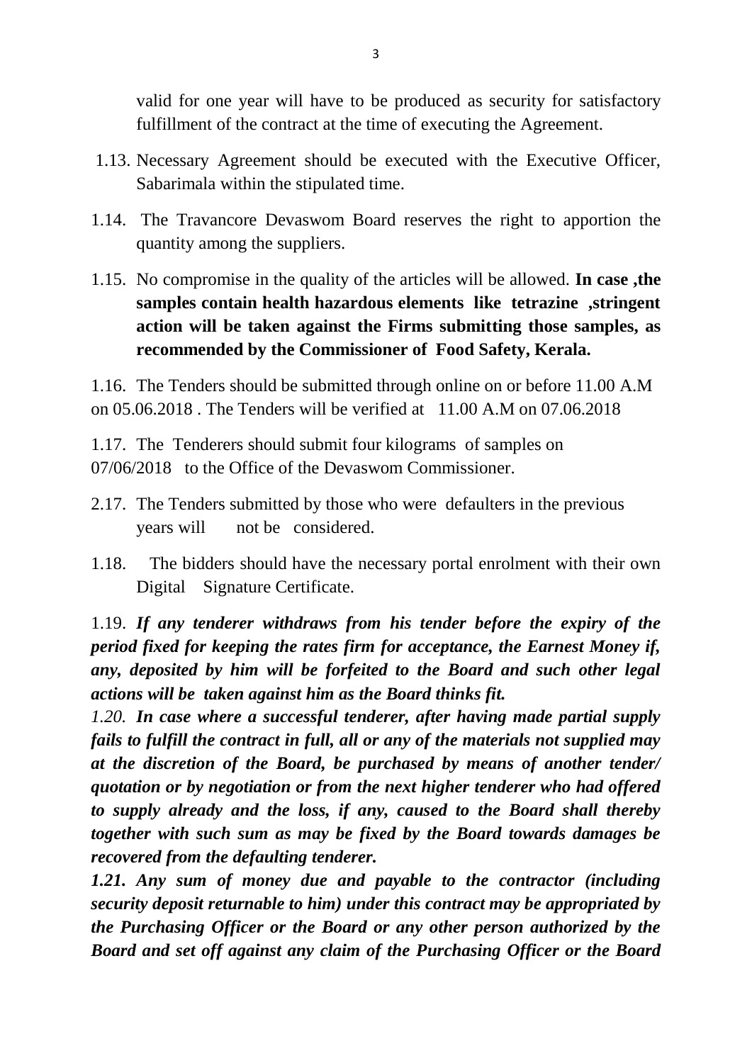valid for one year will have to be produced as security for satisfactory fulfillment of the contract at the time of executing the Agreement.

1.13. Necessary Agreement should be executed with the Executive Officer, Sabarimala within the stipulated time.

1.14. The Travancore Devaswom Board reserves the right to apportion the quantity among the suppliers.

1.15. No compromise in the quality of the articles will be allowed. **In case ,the samples contain health hazardous elements like tetrazine ,stringent action will be taken against the Firms submitting those samples, as recommended by the Commissioner of Food Safety, Kerala.**

1.16. The Tenders should be submitted through online on or before 11.00 A.M on 05.06.2018 . The Tenders will be verified at 11.00 A.M on 07.06.2018

1.17. The Tenderers should submit four kilograms of samples on 07/06/2018 to the Office of the Devaswom Commissioner.

2.17. The Tenders submitted by those who were defaulters in the previous years will not be considered.

1.18. The bidders should have the necessary portal enrolment with their own Digital Signature Certificate.

1.19. ***If any tenderer withdraws from his tender before the expiry of the period fixed for keeping the rates firm for acceptance, the Earnest Money if, any, deposited by him will be forfeited to the Board and such other legal actions will be taken against him as the Board thinks fit.***

*1.20.* ***In case where a successful tenderer, after having made partial supply fails to fulfill the contract in full, all or any of the materials not supplied may at the discretion of the Board, be purchased by means of another tender/ quotation or by negotiation or from the next higher tenderer who had offered to supply already and the loss, if any, caused to the Board shall thereby together with such sum as may be fixed by the Board towards damages be recovered from the defaulting tenderer.***

***1.21. Any sum of money due and payable to the contractor (including security deposit returnable to him) under this contract may be appropriated by the Purchasing Officer or the Board or any other person authorized by the Board and set off against any claim of the Purchasing Officer or the Board***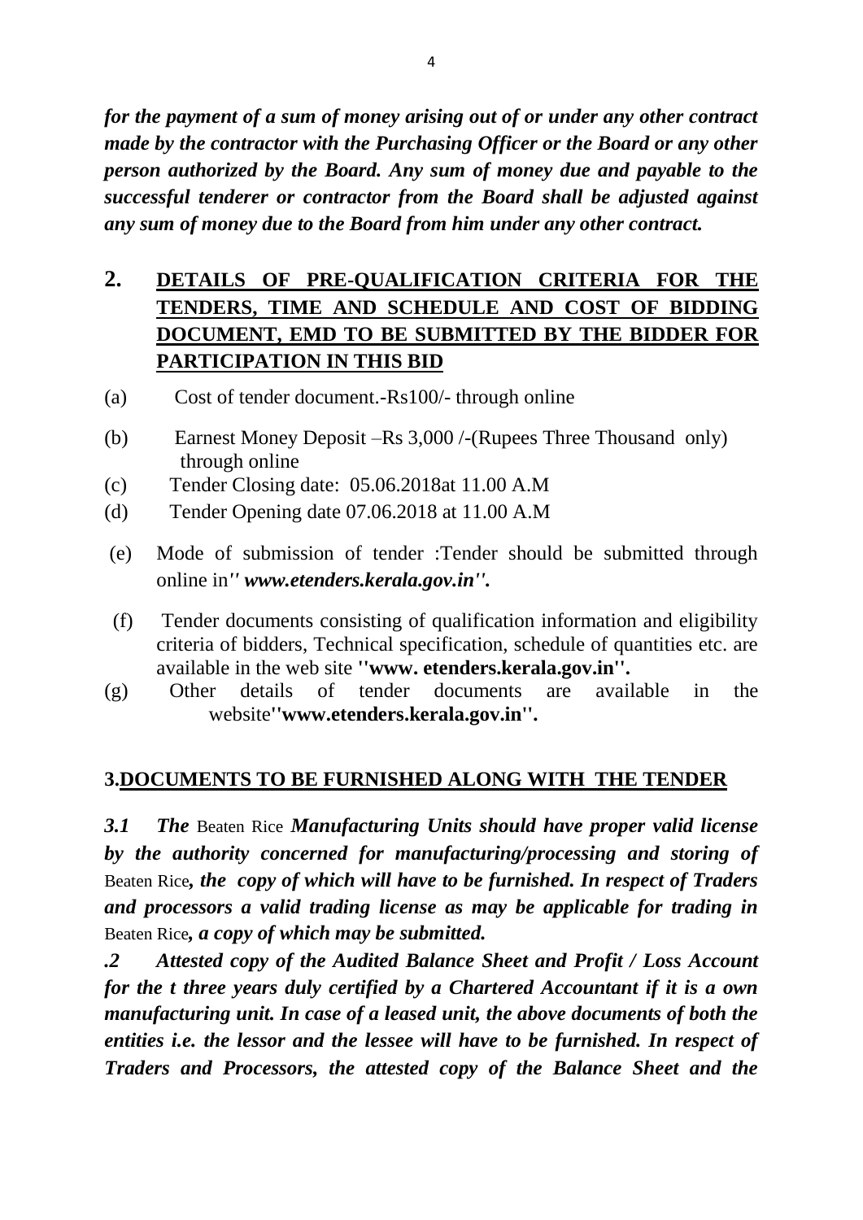***for the payment of a sum of money arising out of or under any other contract made by the contractor with the Purchasing Officer or the Board or any other person authorized by the Board. Any sum of money due and payable to the successful tenderer or contractor from the Board shall be adjusted against any sum of money due to the Board from him under any other contract.***

## 2. DETAILS OF PRE-QUALIFICATION CRITERIA FOR THE TENDERS, TIME AND SCHEDULE AND COST OF BIDDING DOCUMENT, EMD TO BE SUBMITTED BY THE BIDDER FOR PARTICIPATION IN THIS BID

(a) Cost of tender document.-Rs100/- through online

(b) Earnest Money Deposit –Rs 3,000 /-(Rupees Three Thousand only) through online

(c) Tender Closing date: 05.06.2018at 11.00 A.M

(d) Tender Opening date 07.06.2018 at 11.00 A.M

(e) Mode of submission of tender :Tender should be submitted through online in*'' www.etenders.kerala.gov.in''.*

(f) Tender documents consisting of qualification information and eligibility criteria of bidders, Technical specification, schedule of quantities etc. are available in the web site **''www. etenders.kerala.gov.in''.**

(g) Other details of tender documents are available in the website**''www.etenders.kerala.gov.in''.**

## 3.DOCUMENTS TO BE FURNISHED ALONG WITH THE TENDER

***3.1 The*** Beaten Rice ***Manufacturing Units should have proper valid license by the authority concerned for manufacturing/processing and storing of*** Beaten Rice***, the copy of which will have to be furnished. In respect of Traders and processors a valid trading license as may be applicable for trading in*** Beaten Rice***, a copy of which may be submitted.***

***.2 Attested copy of the Audited Balance Sheet and Profit / Loss Account for the t three years duly certified by a Chartered Accountant if it is a own manufacturing unit. In case of a leased unit, the above documents of both the entities i.e. the lessor and the lessee will have to be furnished. In respect of Traders and Processors, the attested copy of the Balance Sheet and the***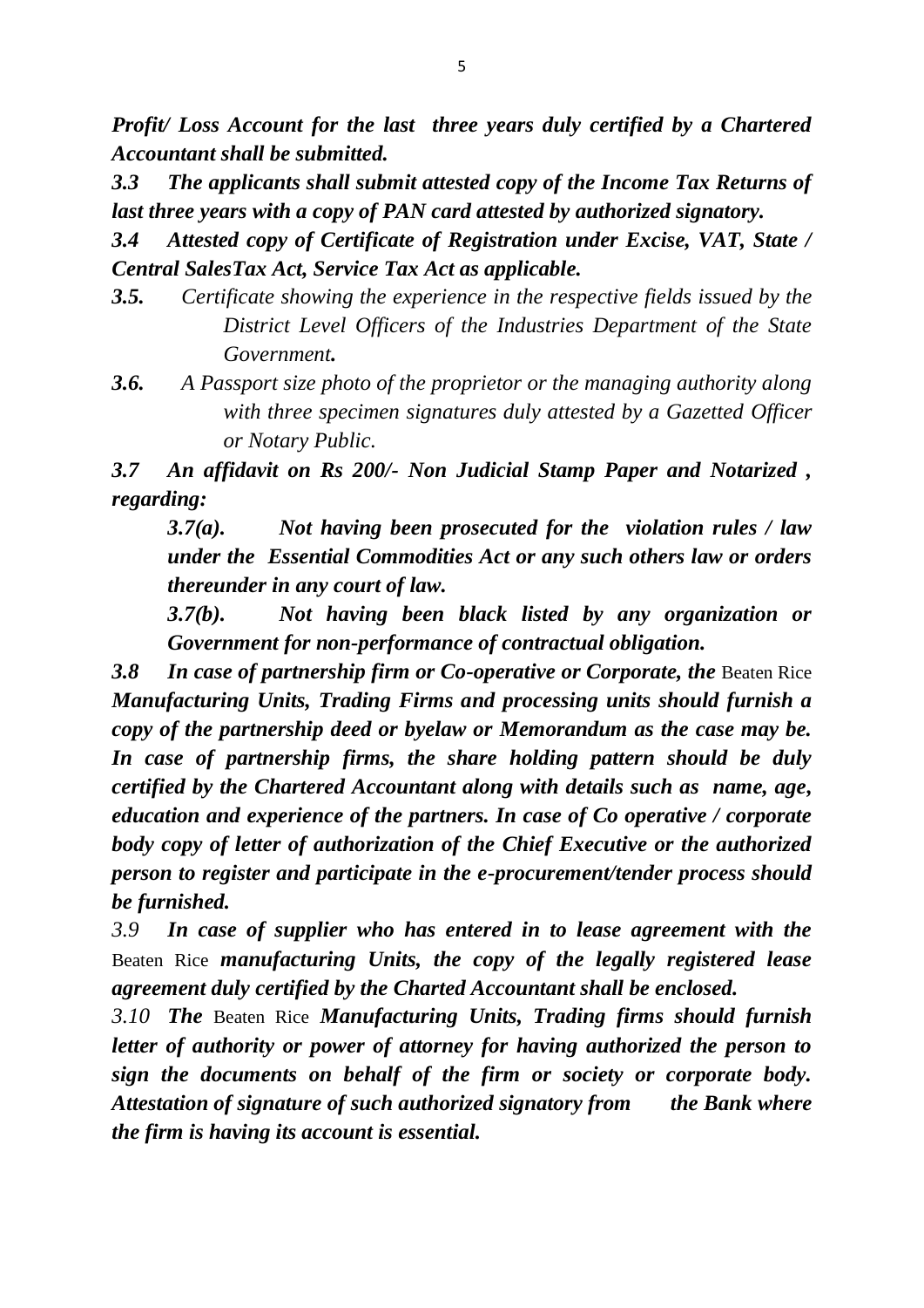***Profit/ Loss Account for the last three years duly certified by a Chartered Accountant shall be submitted.***

***3.3 The applicants shall submit attested copy of the Income Tax Returns of last three years with a copy of PAN card attested by authorized signatory.***

***3.4 Attested copy of Certificate of Registration under Excise, VAT, State / Central SalesTax Act, Service Tax Act as applicable.***

***3.5.*** *Certificate showing the experience in the respective fields issued by the District Level Officers of the Industries Department of the State Government.*

***3.6.*** *A Passport size photo of the proprietor or the managing authority along with three specimen signatures duly attested by a Gazetted Officer or Notary Public.*

***3.7 An affidavit on Rs 200/- Non Judicial Stamp Paper and Notarized , regarding:***

> ***3.7(a). Not having been prosecuted for the violation rules / law under the Essential Commodities Act or any such others law or orders thereunder in any court of law.***
>
> ***3.7(b). Not having been black listed by any organization or Government for non-performance of contractual obligation.***

***3.8 In case of partnership firm or Co-operative or Corporate, the*** Beaten Rice ***Manufacturing Units, Trading Firms and processing units should furnish a copy of the partnership deed or byelaw or Memorandum as the case may be. In case of partnership firms, the share holding pattern should be duly certified by the Chartered Accountant along with details such as name, age, education and experience of the partners. In case of Co operative / corporate body copy of letter of authorization of the Chief Executive or the authorized person to register and participate in the e-procurement/tender process should be furnished.***

*3.9* ***In case of supplier who has entered in to lease agreement with the*** Beaten Rice ***manufacturing Units, the copy of the legally registered lease agreement duly certified by the Charted Accountant shall be enclosed.***

*3.10* ***The*** Beaten Rice ***Manufacturing Units, Trading firms should furnish letter of authority or power of attorney for having authorized the person to sign the documents on behalf of the firm or society or corporate body. Attestation of signature of such authorized signatory from the Bank where the firm is having its account is essential.***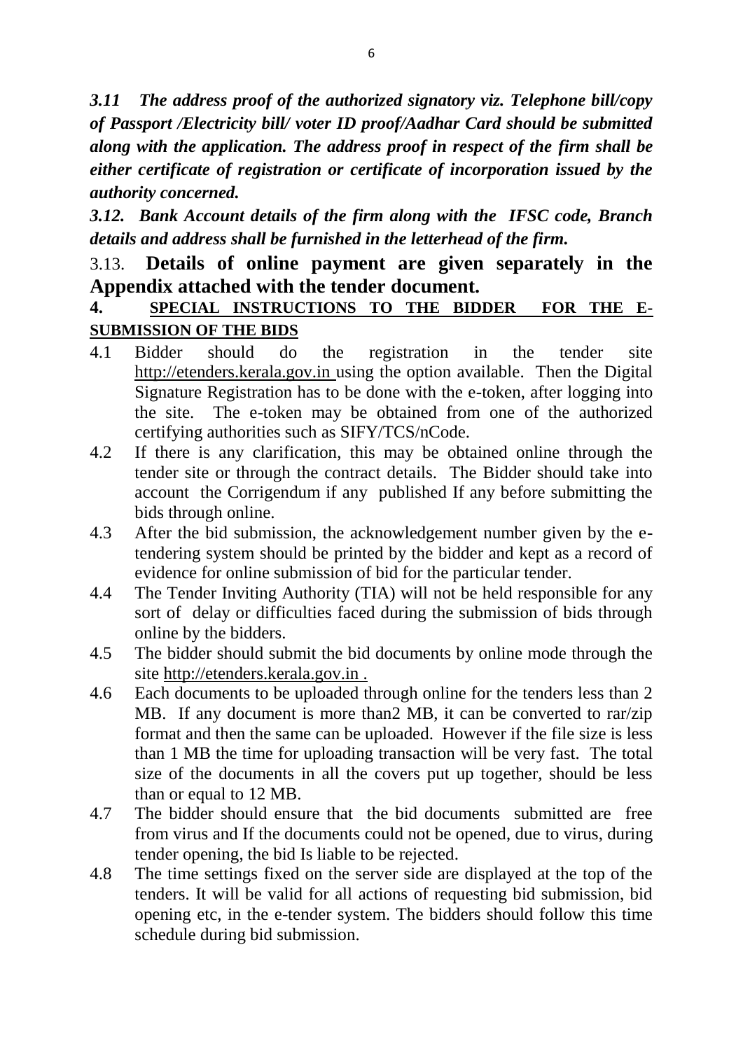***3.11 The address proof of the authorized signatory viz. Telephone bill/copy of Passport /Electricity bill/ voter ID proof/Aadhar Card should be submitted along with the application. The address proof in respect of the firm shall be either certificate of registration or certificate of incorporation issued by the authority concerned.***

***3.12. Bank Account details of the firm along with the IFSC code, Branch details and address shall be furnished in the letterhead of the firm.***

3.13. **Details of online payment are given separately in the Appendix attached with the tender document.**

**4. SPECIAL INSTRUCTIONS TO THE BIDDER FOR THE E-SUBMISSION OF THE BIDS**

4.1 Bidder should do the registration in the tender site http://etenders.kerala.gov.in using the option available. Then the Digital Signature Registration has to be done with the e-token, after logging into the site. The e-token may be obtained from one of the authorized certifying authorities such as SIFY/TCS/nCode.

4.2 If there is any clarification, this may be obtained online through the tender site or through the contract details. The Bidder should take into account the Corrigendum if any published If any before submitting the bids through online.

4.3 After the bid submission, the acknowledgement number given by the e-tendering system should be printed by the bidder and kept as a record of evidence for online submission of bid for the particular tender.

4.4 The Tender Inviting Authority (TIA) will not be held responsible for any sort of delay or difficulties faced during the submission of bids through online by the bidders.

4.5 The bidder should submit the bid documents by online mode through the site http://etenders.kerala.gov.in .

4.6 Each documents to be uploaded through online for the tenders less than 2 MB. If any document is more than2 MB, it can be converted to rar/zip format and then the same can be uploaded. However if the file size is less than 1 MB the time for uploading transaction will be very fast. The total size of the documents in all the covers put up together, should be less than or equal to 12 MB.

4.7 The bidder should ensure that the bid documents submitted are free from virus and If the documents could not be opened, due to virus, during tender opening, the bid Is liable to be rejected.

4.8 The time settings fixed on the server side are displayed at the top of the tenders. It will be valid for all actions of requesting bid submission, bid opening etc, in the e-tender system. The bidders should follow this time schedule during bid submission.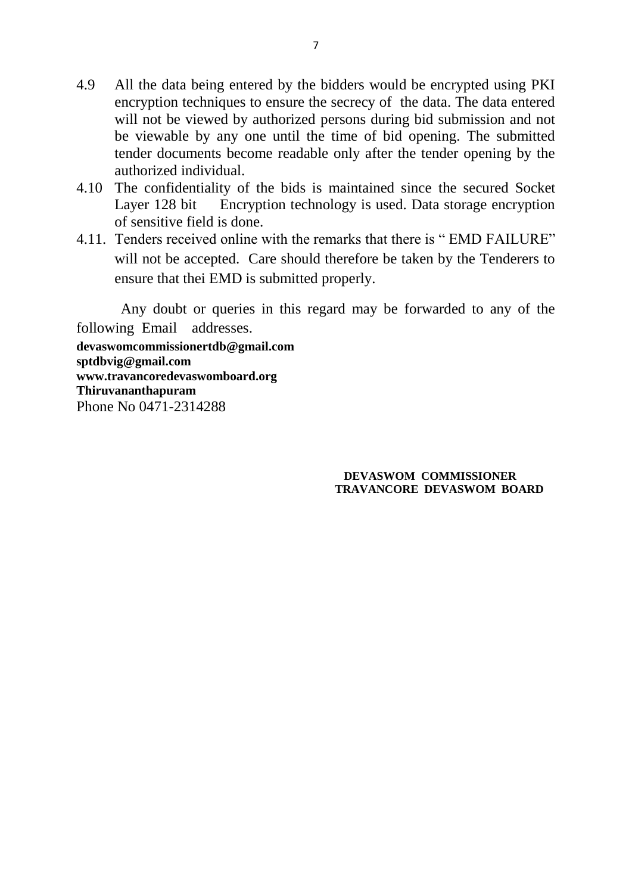4.9 All the data being entered by the bidders would be encrypted using PKI encryption techniques to ensure the secrecy of the data. The data entered will not be viewed by authorized persons during bid submission and not be viewable by any one until the time of bid opening. The submitted tender documents become readable only after the tender opening by the authorized individual.

4.10 The confidentiality of the bids is maintained since the secured Socket Layer 128 bit Encryption technology is used. Data storage encryption of sensitive field is done.

4.11. Tenders received online with the remarks that there is " EMD FAILURE" will not be accepted. Care should therefore be taken by the Tenderers to ensure that thei EMD is submitted properly.

Any doubt or queries in this regard may be forwarded to any of the following Email addresses.

**devaswomcommissionertdb@gmail.com**
**sptdbvig@gmail.com**
**www.travancoredevaswomboard.org**
**Thiruvananthapuram**
Phone No 0471-2314288

**DEVASWOM COMMISSIONER**
**TRAVANCORE DEVASWOM BOARD**